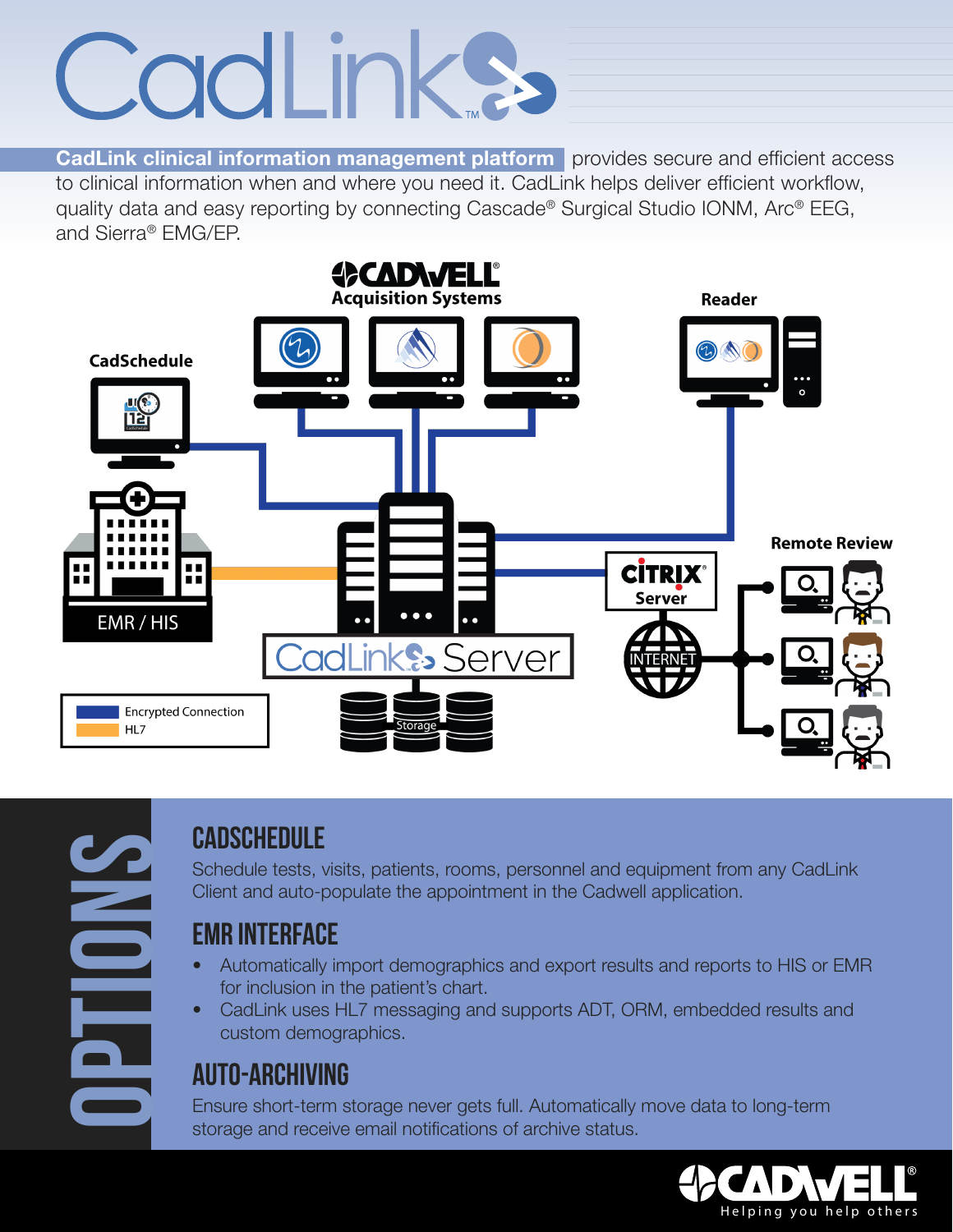# CadLink™

**CadLink clinical information management platform** provides secure and efficient access to clinical information when and where you need it. CadLink helps deliver efficient workflow, quality data and easy reporting by connecting Cascade® Surgical Studio IONM, Arc® EEG, and Sierra® EMG/EP.

CADWELL Acquisition Systems

Reader

CadSchedule

Remote Review

EMR / HIS

CITRIX Server

INTERNET

CadLink Server

Storage

- Encrypted Connection
- HL7

## OPTIONS

### CADSCHEDULE

Schedule tests, visits, patients, rooms, personnel and equipment from any CadLink Client and auto-populate the appointment in the Cadwell application.

### EMR INTERFACE

- Automatically import demographics and export results and reports to HIS or EMR for inclusion in the patient's chart.
- CadLink uses HL7 messaging and supports ADT, ORM, embedded results and custom demographics.

### AUTO-ARCHIVING

Ensure short-term storage never gets full. Automatically move data to long-term storage and receive email notifications of archive status.

CADWELL®

Helping you help others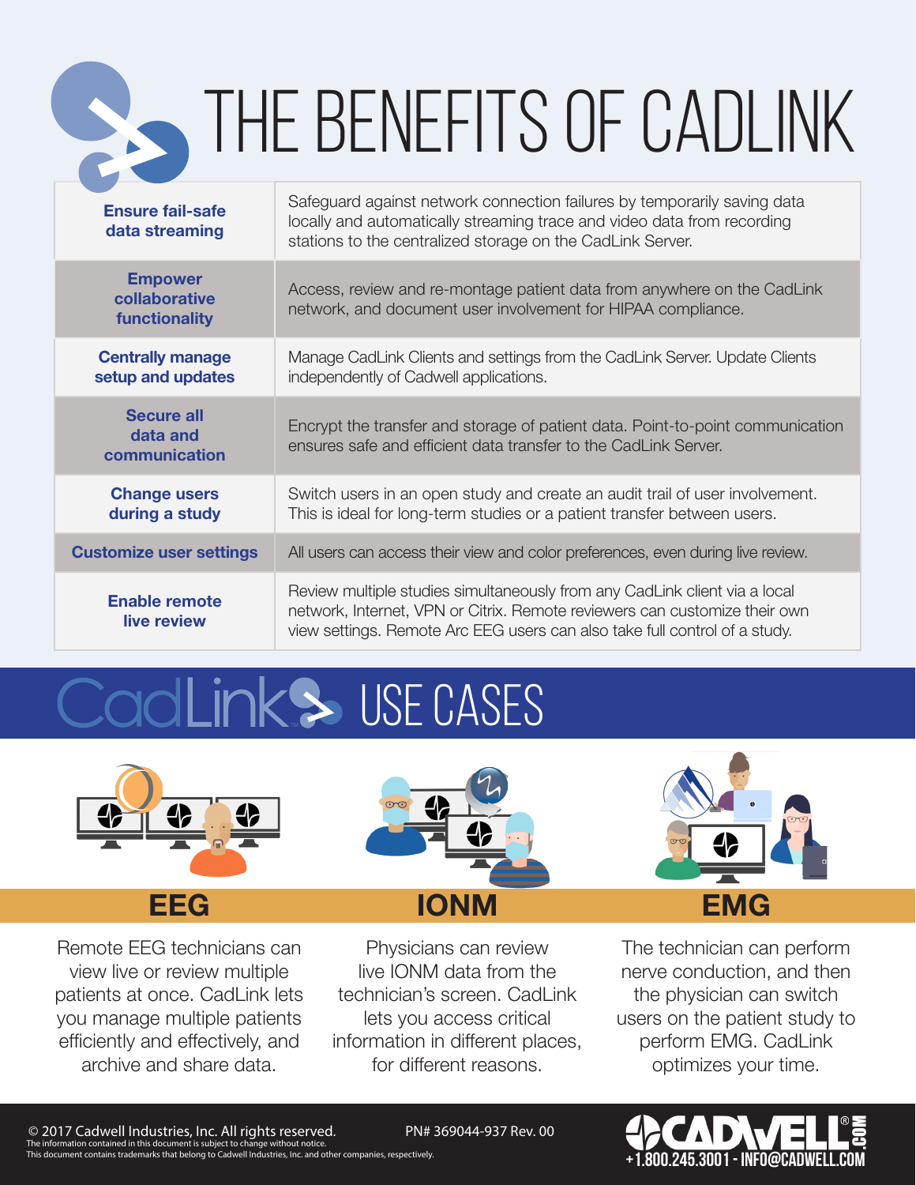# THE BENEFITS OF CADLINK

| | |
|---|---|
| **Ensure fail-safe data streaming** | Safeguard against network connection failures by temporarily saving data locally and automatically streaming trace and video data from recording stations to the centralized storage on the CadLink Server. |
| **Empower collaborative functionality** | Access, review and re-montage patient data from anywhere on the CadLink network, and document user involvement for HIPAA compliance. |
| **Centrally manage setup and updates** | Manage CadLink Clients and settings from the CadLink Server. Update Clients independently of Cadwell applications. |
| **Secure all data and communication** | Encrypt the transfer and storage of patient data. Point-to-point communication ensures safe and efficient data transfer to the CadLink Server. |
| **Change users during a study** | Switch users in an open study and create an audit trail of user involvement. This is ideal for long-term studies or a patient transfer between users. |
| **Customize user settings** | All users can access their view and color preferences, even during live review. |
| **Enable remote live review** | Review multiple studies simultaneously from any CadLink client via a local network, Internet, VPN or Citrix. Remote reviewers can customize their own view settings. Remote Arc EEG users can also take full control of a study. |

# CadLink USE CASES

## EEG

Remote EEG technicians can view live or review multiple patients at once. CadLink lets you manage multiple patients efficiently and effectively, and archive and share data.

## IONM

Physicians can review live IONM data from the technician's screen. CadLink lets you access critical information in different places, for different reasons.

## EMG

The technician can perform nerve conduction, and then the physician can switch users on the patient study to perform EMG. CadLink optimizes your time.

© 2017 Cadwell Industries, Inc. All rights reserved.
The information contained in this document is subject to change without notice.
This document contains trademarks that belong to Cadwell Industries, Inc. and other companies, respectively.

PN# 369044-937 Rev. 00

CADWELL.COM
+1.800.245.3001 - INFO@CADWELL.COM